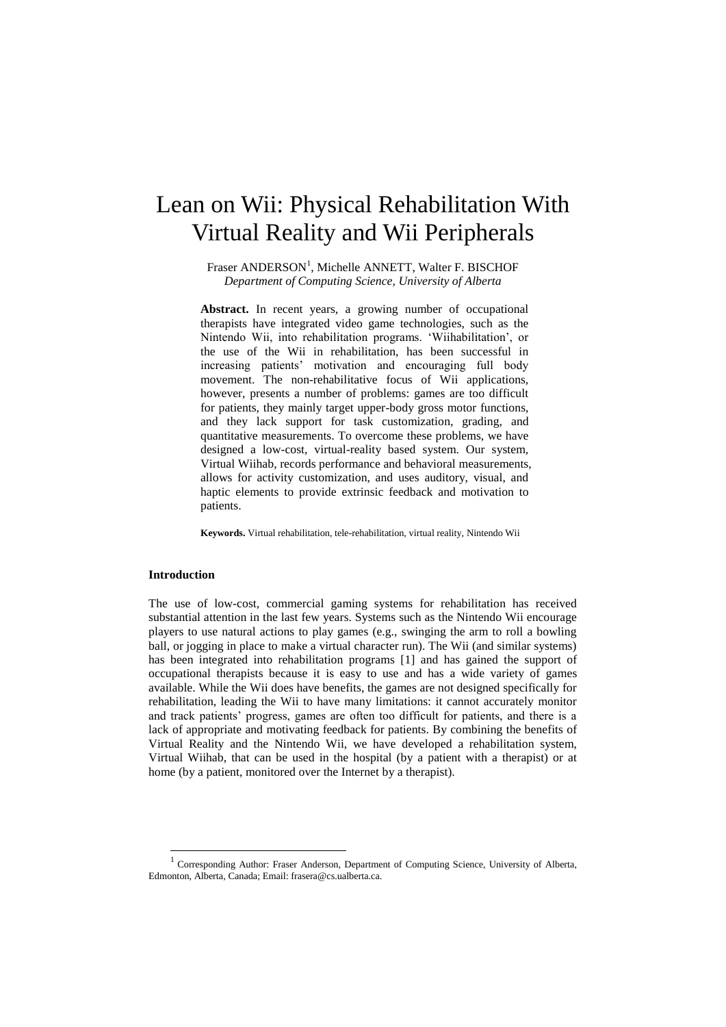# Lean on Wii: Physical Rehabilitation With Virtual Reality and Wii Peripherals

Fraser ANDERSON[1], Michelle ANNETT, Walter F. BISCHOF
*Department of Computing Science, University of Alberta*

**Abstract.** In recent years, a growing number of occupational therapists have integrated video game technologies, such as the Nintendo Wii, into rehabilitation programs. 'Wiihabilitation', or the use of the Wii in rehabilitation, has been successful in increasing patients' motivation and encouraging full body movement. The non-rehabilitative focus of Wii applications, however, presents a number of problems: games are too difficult for patients, they mainly target upper-body gross motor functions, and they lack support for task customization, grading, and quantitative measurements. To overcome these problems, we have designed a low-cost, virtual-reality based system. Our system, Virtual Wiihab, records performance and behavioral measurements, allows for activity customization, and uses auditory, visual, and haptic elements to provide extrinsic feedback and motivation to patients.

**Keywords.** Virtual rehabilitation, tele-rehabilitation, virtual reality, Nintendo Wii

### Introduction

The use of low-cost, commercial gaming systems for rehabilitation has received substantial attention in the last few years. Systems such as the Nintendo Wii encourage players to use natural actions to play games (e.g., swinging the arm to roll a bowling ball, or jogging in place to make a virtual character run). The Wii (and similar systems) has been integrated into rehabilitation programs [1] and has gained the support of occupational therapists because it is easy to use and has a wide variety of games available. While the Wii does have benefits, the games are not designed specifically for rehabilitation, leading the Wii to have many limitations: it cannot accurately monitor and track patients' progress, games are often too difficult for patients, and there is a lack of appropriate and motivating feedback for patients. By combining the benefits of Virtual Reality and the Nintendo Wii, we have developed a rehabilitation system, Virtual Wiihab, that can be used in the hospital (by a patient with a therapist) or at home (by a patient, monitored over the Internet by a therapist).

[1] Corresponding Author: Fraser Anderson, Department of Computing Science, University of Alberta, Edmonton, Alberta, Canada; Email: frasera@cs.ualberta.ca.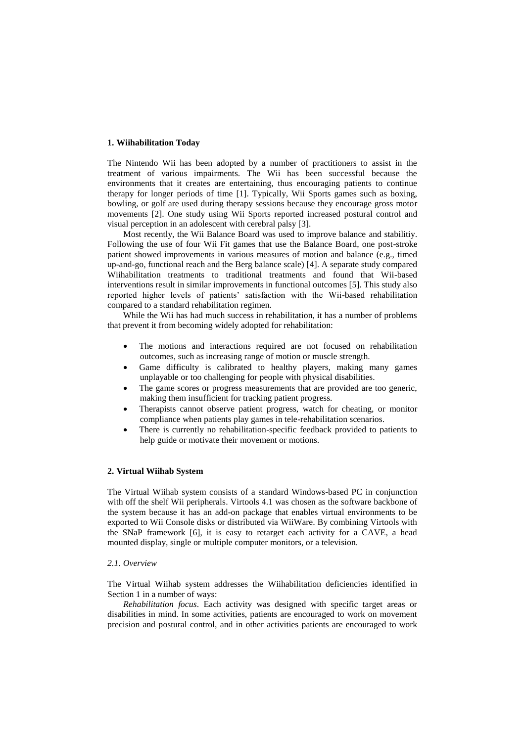## 1. Wiihabilitation Today

The Nintendo Wii has been adopted by a number of practitioners to assist in the treatment of various impairments. The Wii has been successful because the environments that it creates are entertaining, thus encouraging patients to continue therapy for longer periods of time [1]. Typically, Wii Sports games such as boxing, bowling, or golf are used during therapy sessions because they encourage gross motor movements [2]. One study using Wii Sports reported increased postural control and visual perception in an adolescent with cerebral palsy [3].

Most recently, the Wii Balance Board was used to improve balance and stabilitiy. Following the use of four Wii Fit games that use the Balance Board, one post-stroke patient showed improvements in various measures of motion and balance (e.g., timed up-and-go, functional reach and the Berg balance scale) [4]. A separate study compared Wiihabilitation treatments to traditional treatments and found that Wii-based interventions result in similar improvements in functional outcomes [5]. This study also reported higher levels of patients' satisfaction with the Wii-based rehabilitation compared to a standard rehabilitation regimen.

While the Wii has had much success in rehabilitation, it has a number of problems that prevent it from becoming widely adopted for rehabilitation:

- The motions and interactions required are not focused on rehabilitation outcomes, such as increasing range of motion or muscle strength.
- Game difficulty is calibrated to healthy players, making many games unplayable or too challenging for people with physical disabilities.
- The game scores or progress measurements that are provided are too generic, making them insufficient for tracking patient progress.
- Therapists cannot observe patient progress, watch for cheating, or monitor compliance when patients play games in tele-rehabilitation scenarios.
- There is currently no rehabilitation-specific feedback provided to patients to help guide or motivate their movement or motions.

## 2. Virtual Wiihab System

The Virtual Wiihab system consists of a standard Windows-based PC in conjunction with off the shelf Wii peripherals. Virtools 4.1 was chosen as the software backbone of the system because it has an add-on package that enables virtual environments to be exported to Wii Console disks or distributed via WiiWare. By combining Virtools with the SNaP framework [6], it is easy to retarget each activity for a CAVE, a head mounted display, single or multiple computer monitors, or a television.

### *2.1. Overview*

The Virtual Wiihab system addresses the Wiihabilitation deficiencies identified in Section 1 in a number of ways:

*Rehabilitation focus*. Each activity was designed with specific target areas or disabilities in mind. In some activities, patients are encouraged to work on movement precision and postural control, and in other activities patients are encouraged to work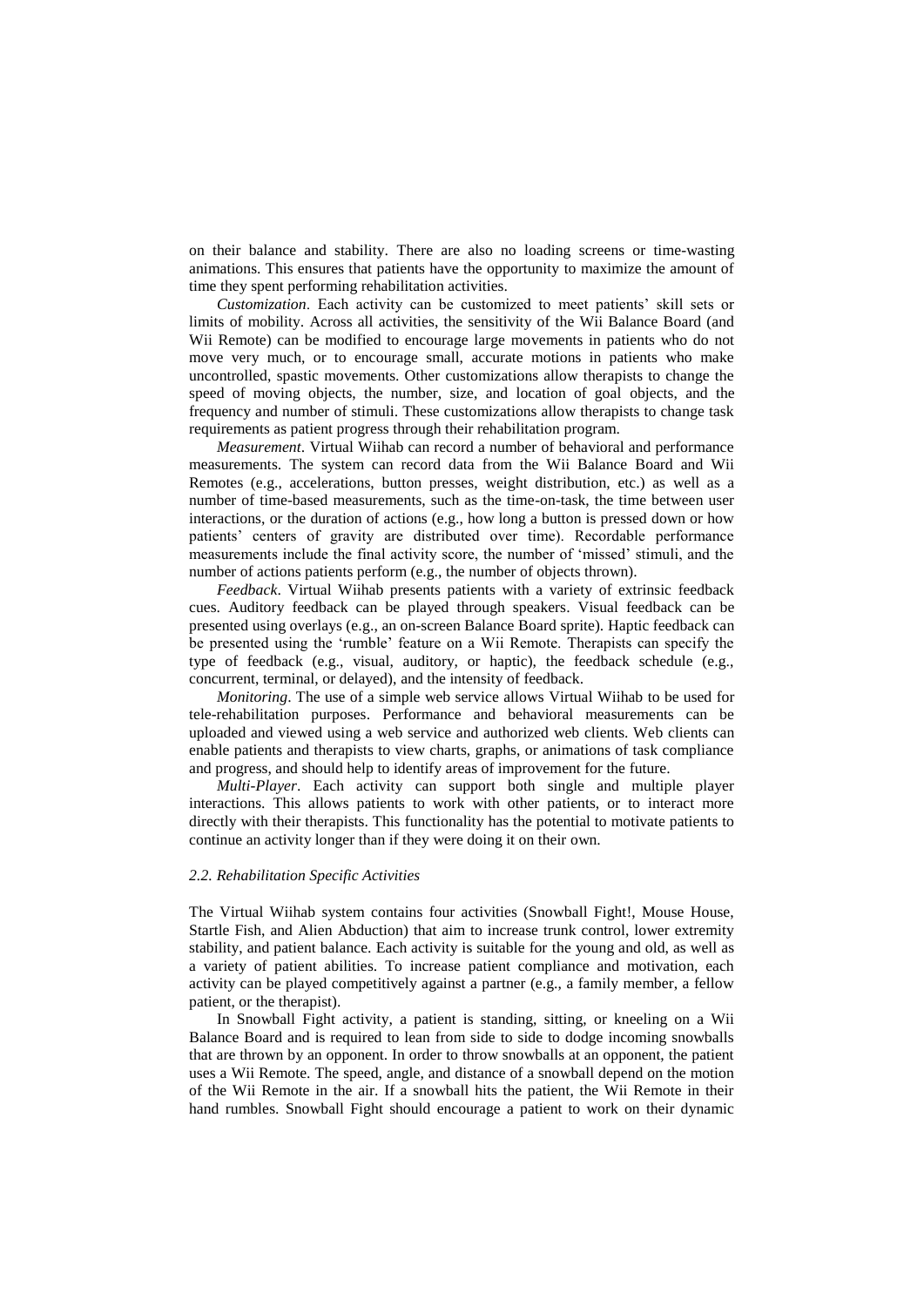on their balance and stability. There are also no loading screens or time-wasting animations. This ensures that patients have the opportunity to maximize the amount of time they spent performing rehabilitation activities.

*Customization*. Each activity can be customized to meet patients' skill sets or limits of mobility. Across all activities, the sensitivity of the Wii Balance Board (and Wii Remote) can be modified to encourage large movements in patients who do not move very much, or to encourage small, accurate motions in patients who make uncontrolled, spastic movements. Other customizations allow therapists to change the speed of moving objects, the number, size, and location of goal objects, and the frequency and number of stimuli. These customizations allow therapists to change task requirements as patient progress through their rehabilitation program.

*Measurement*. Virtual Wiihab can record a number of behavioral and performance measurements. The system can record data from the Wii Balance Board and Wii Remotes (e.g., accelerations, button presses, weight distribution, etc.) as well as a number of time-based measurements, such as the time-on-task, the time between user interactions, or the duration of actions (e.g., how long a button is pressed down or how patients' centers of gravity are distributed over time). Recordable performance measurements include the final activity score, the number of 'missed' stimuli, and the number of actions patients perform (e.g., the number of objects thrown).

*Feedback*. Virtual Wiihab presents patients with a variety of extrinsic feedback cues. Auditory feedback can be played through speakers. Visual feedback can be presented using overlays (e.g., an on-screen Balance Board sprite). Haptic feedback can be presented using the 'rumble' feature on a Wii Remote. Therapists can specify the type of feedback (e.g., visual, auditory, or haptic), the feedback schedule (e.g., concurrent, terminal, or delayed), and the intensity of feedback.

*Monitoring*. The use of a simple web service allows Virtual Wiihab to be used for tele-rehabilitation purposes. Performance and behavioral measurements can be uploaded and viewed using a web service and authorized web clients. Web clients can enable patients and therapists to view charts, graphs, or animations of task compliance and progress, and should help to identify areas of improvement for the future.

*Multi-Player*. Each activity can support both single and multiple player interactions. This allows patients to work with other patients, or to interact more directly with their therapists. This functionality has the potential to motivate patients to continue an activity longer than if they were doing it on their own.

### *2.2. Rehabilitation Specific Activities*

The Virtual Wiihab system contains four activities (Snowball Fight!, Mouse House, Startle Fish, and Alien Abduction) that aim to increase trunk control, lower extremity stability, and patient balance. Each activity is suitable for the young and old, as well as a variety of patient abilities. To increase patient compliance and motivation, each activity can be played competitively against a partner (e.g., a family member, a fellow patient, or the therapist).

In Snowball Fight activity, a patient is standing, sitting, or kneeling on a Wii Balance Board and is required to lean from side to side to dodge incoming snowballs that are thrown by an opponent. In order to throw snowballs at an opponent, the patient uses a Wii Remote. The speed, angle, and distance of a snowball depend on the motion of the Wii Remote in the air. If a snowball hits the patient, the Wii Remote in their hand rumbles. Snowball Fight should encourage a patient to work on their dynamic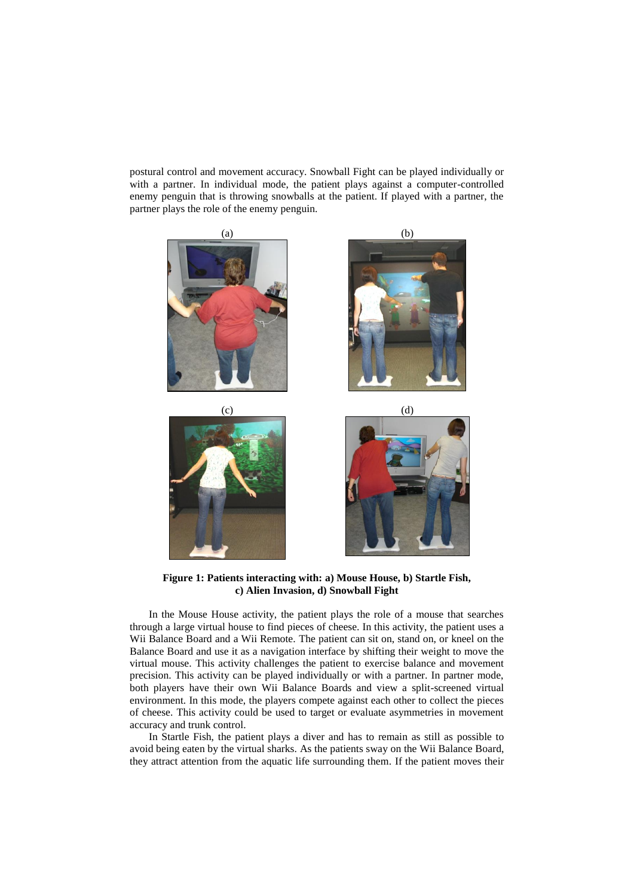postural control and movement accuracy. Snowball Fight can be played individually or with a partner. In individual mode, the patient plays against a computer-controlled enemy penguin that is throwing snowballs at the patient. If played with a partner, the partner plays the role of the enemy penguin.

(a) (b) (c) (d)

**Figure 1: Patients interacting with: a) Mouse House, b) Startle Fish, c) Alien Invasion, d) Snowball Fight**

In the Mouse House activity, the patient plays the role of a mouse that searches through a large virtual house to find pieces of cheese. In this activity, the patient uses a Wii Balance Board and a Wii Remote. The patient can sit on, stand on, or kneel on the Balance Board and use it as a navigation interface by shifting their weight to move the virtual mouse. This activity challenges the patient to exercise balance and movement precision. This activity can be played individually or with a partner. In partner mode, both players have their own Wii Balance Boards and view a split-screened virtual environment. In this mode, the players compete against each other to collect the pieces of cheese. This activity could be used to target or evaluate asymmetries in movement accuracy and trunk control.

In Startle Fish, the patient plays a diver and has to remain as still as possible to avoid being eaten by the virtual sharks. As the patients sway on the Wii Balance Board, they attract attention from the aquatic life surrounding them. If the patient moves their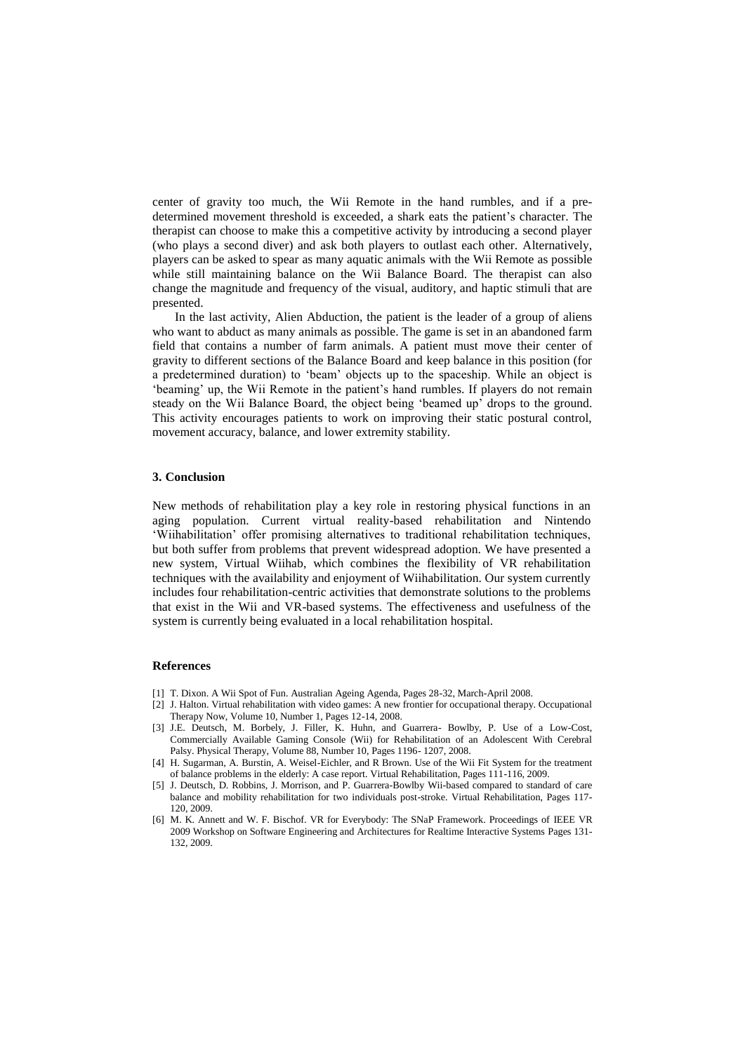center of gravity too much, the Wii Remote in the hand rumbles, and if a pre-determined movement threshold is exceeded, a shark eats the patient's character. The therapist can choose to make this a competitive activity by introducing a second player (who plays a second diver) and ask both players to outlast each other. Alternatively, players can be asked to spear as many aquatic animals with the Wii Remote as possible while still maintaining balance on the Wii Balance Board. The therapist can also change the magnitude and frequency of the visual, auditory, and haptic stimuli that are presented.

In the last activity, Alien Abduction, the patient is the leader of a group of aliens who want to abduct as many animals as possible. The game is set in an abandoned farm field that contains a number of farm animals. A patient must move their center of gravity to different sections of the Balance Board and keep balance in this position (for a predetermined duration) to 'beam' objects up to the spaceship. While an object is 'beaming' up, the Wii Remote in the patient's hand rumbles. If players do not remain steady on the Wii Balance Board, the object being 'beamed up' drops to the ground. This activity encourages patients to work on improving their static postural control, movement accuracy, balance, and lower extremity stability.

### 3. Conclusion

New methods of rehabilitation play a key role in restoring physical functions in an aging population. Current virtual reality-based rehabilitation and Nintendo 'Wiihabilitation' offer promising alternatives to traditional rehabilitation techniques, but both suffer from problems that prevent widespread adoption. We have presented a new system, Virtual Wiihab, which combines the flexibility of VR rehabilitation techniques with the availability and enjoyment of Wiihabilitation. Our system currently includes four rehabilitation-centric activities that demonstrate solutions to the problems that exist in the Wii and VR-based systems. The effectiveness and usefulness of the system is currently being evaluated in a local rehabilitation hospital.

### References

[1] T. Dixon. A Wii Spot of Fun. Australian Ageing Agenda, Pages 28-32, March-April 2008.

[2] J. Halton. Virtual rehabilitation with video games: A new frontier for occupational therapy. Occupational Therapy Now, Volume 10, Number 1, Pages 12-14, 2008.

[3] J.E. Deutsch, M. Borbely, J. Filler, K. Huhn, and Guarrera- Bowlby, P. Use of a Low-Cost, Commercially Available Gaming Console (Wii) for Rehabilitation of an Adolescent With Cerebral Palsy. Physical Therapy, Volume 88, Number 10, Pages 1196- 1207, 2008.

[4] H. Sugarman, A. Burstin, A. Weisel-Eichler, and R Brown. Use of the Wii Fit System for the treatment of balance problems in the elderly: A case report. Virtual Rehabilitation, Pages 111-116, 2009.

[5] J. Deutsch, D. Robbins, J. Morrison, and P. Guarrera-Bowlby Wii-based compared to standard of care balance and mobility rehabilitation for two individuals post-stroke. Virtual Rehabilitation, Pages 117-120, 2009.

[6] M. K. Annett and W. F. Bischof. VR for Everybody: The SNaP Framework. Proceedings of IEEE VR 2009 Workshop on Software Engineering and Architectures for Realtime Interactive Systems Pages 131-132, 2009.